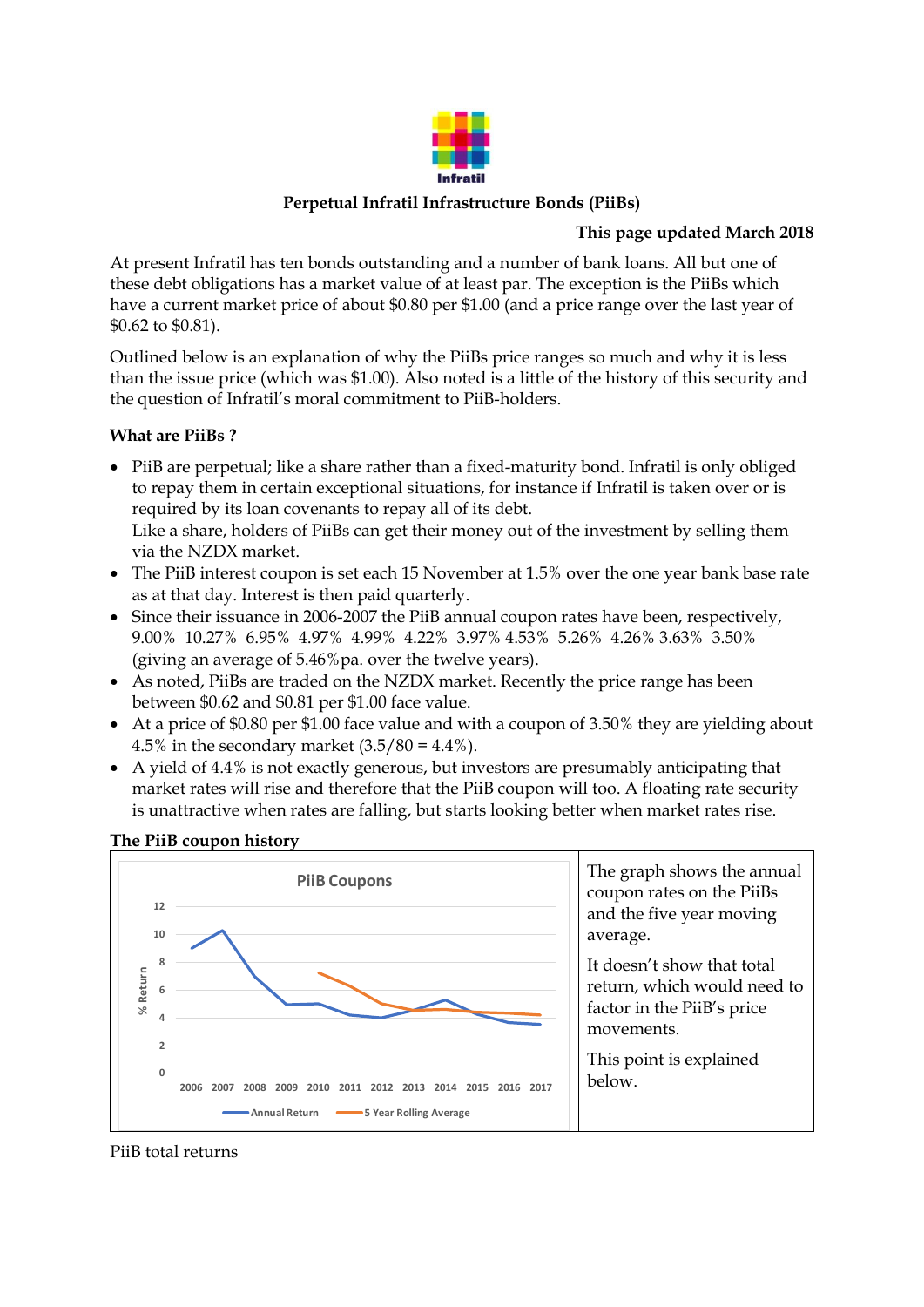Infratil

# Perpetual Infratil Infrastructure Bonds (PiiBs)

**This page updated March 2018**

At present Infratil has ten bonds outstanding and a number of bank loans. All but one of these debt obligations has a market value of at least par. The exception is the PiiBs which have a current market price of about $0.80 per $1.00 (and a price range over the last year of $0.62 to $0.81).

Outlined below is an explanation of why the PiiBs price ranges so much and why it is less than the issue price (which was $1.00). Also noted is a little of the history of this security and the question of Infratil's moral commitment to PiiB-holders.

### What are PiiBs ?

- PiiB are perpetual; like a share rather than a fixed-maturity bond. Infratil is only obliged to repay them in certain exceptional situations, for instance if Infratil is taken over or is required by its loan covenants to repay all of its debt.
  Like a share, holders of PiiBs can get their money out of the investment by selling them via the NZDX market.
- The PiiB interest coupon is set each 15 November at 1.5% over the one year bank base rate as at that day. Interest is then paid quarterly.
- Since their issuance in 2006-2007 the PiiB annual coupon rates have been, respectively, 9.00% 10.27% 6.95% 4.97% 4.99% 4.22% 3.97% 4.53% 5.26% 4.26% 3.63% 3.50% (giving an average of 5.46%pa. over the twelve years).
- As noted, PiiBs are traded on the NZDX market. Recently the price range has been between $0.62 and $0.81 per $1.00 face value.
- At a price of $0.80 per $1.00 face value and with a coupon of 3.50% they are yielding about 4.5% in the secondary market (3.5/80 = 4.4%).
- A yield of 4.4% is not exactly generous, but investors are presumably anticipating that market rates will rise and therefore that the PiiB coupon will too. A floating rate security is unattractive when rates are falling, but starts looking better when market rates rise.

### The PiiB coupon history

**PiiB Coupons**

(Line chart: % Return, 2006–2017; series: Annual Return, 5 Year Rolling Average)

The graph shows the annual coupon rates on the PiiBs and the five year moving average.

It doesn't show that total return, which would need to factor in the PiiB's price movements.

This point is explained below.

PiiB total returns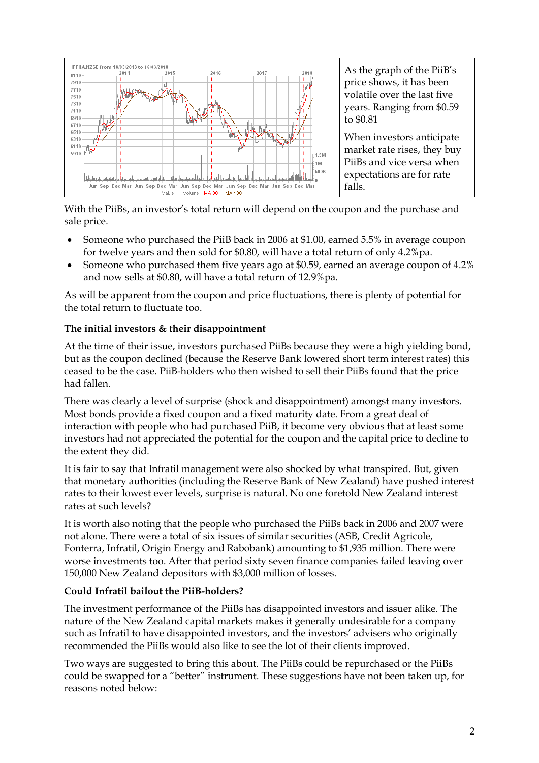As the graph of the PiiB's price shows, it has been volatile over the last five years. Ranging from $0.59 to $0.81

When investors anticipate market rate rises, they buy PiiBs and vice versa when expectations are for rate falls.

With the PiiBs, an investor's total return will depend on the coupon and the purchase and sale price.

- Someone who purchased the PiiB back in 2006 at $1.00, earned 5.5% in average coupon for twelve years and then sold for $0.80, will have a total return of only 4.2%pa.
- Someone who purchased them five years ago at $0.59, earned an average coupon of 4.2% and now sells at $0.80, will have a total return of 12.9%pa.

As will be apparent from the coupon and price fluctuations, there is plenty of potential for the total return to fluctuate too.

**The initial investors & their disappointment**

At the time of their issue, investors purchased PiiBs because they were a high yielding bond, but as the coupon declined (because the Reserve Bank lowered short term interest rates) this ceased to be the case. PiiB-holders who then wished to sell their PiiBs found that the price had fallen.

There was clearly a level of surprise (shock and disappointment) amongst many investors. Most bonds provide a fixed coupon and a fixed maturity date. From a great deal of interaction with people who had purchased PiiB, it become very obvious that at least some investors had not appreciated the potential for the coupon and the capital price to decline to the extent they did.

It is fair to say that Infratil management were also shocked by what transpired. But, given that monetary authorities (including the Reserve Bank of New Zealand) have pushed interest rates to their lowest ever levels, surprise is natural. No one foretold New Zealand interest rates at such levels?

It is worth also noting that the people who purchased the PiiBs back in 2006 and 2007 were not alone. There were a total of six issues of similar securities (ASB, Credit Agricole, Fonterra, Infratil, Origin Energy and Rabobank) amounting to $1,935 million. There were worse investments too. After that period sixty seven finance companies failed leaving over 150,000 New Zealand depositors with $3,000 million of losses.

**Could Infratil bailout the PiiB-holders?**

The investment performance of the PiiBs has disappointed investors and issuer alike. The nature of the New Zealand capital markets makes it generally undesirable for a company such as Infratil to have disappointed investors, and the investors' advisers who originally recommended the PiiBs would also like to see the lot of their clients improved.

Two ways are suggested to bring this about. The PiiBs could be repurchased or the PiiBs could be swapped for a "better" instrument. These suggestions have not been taken up, for reasons noted below: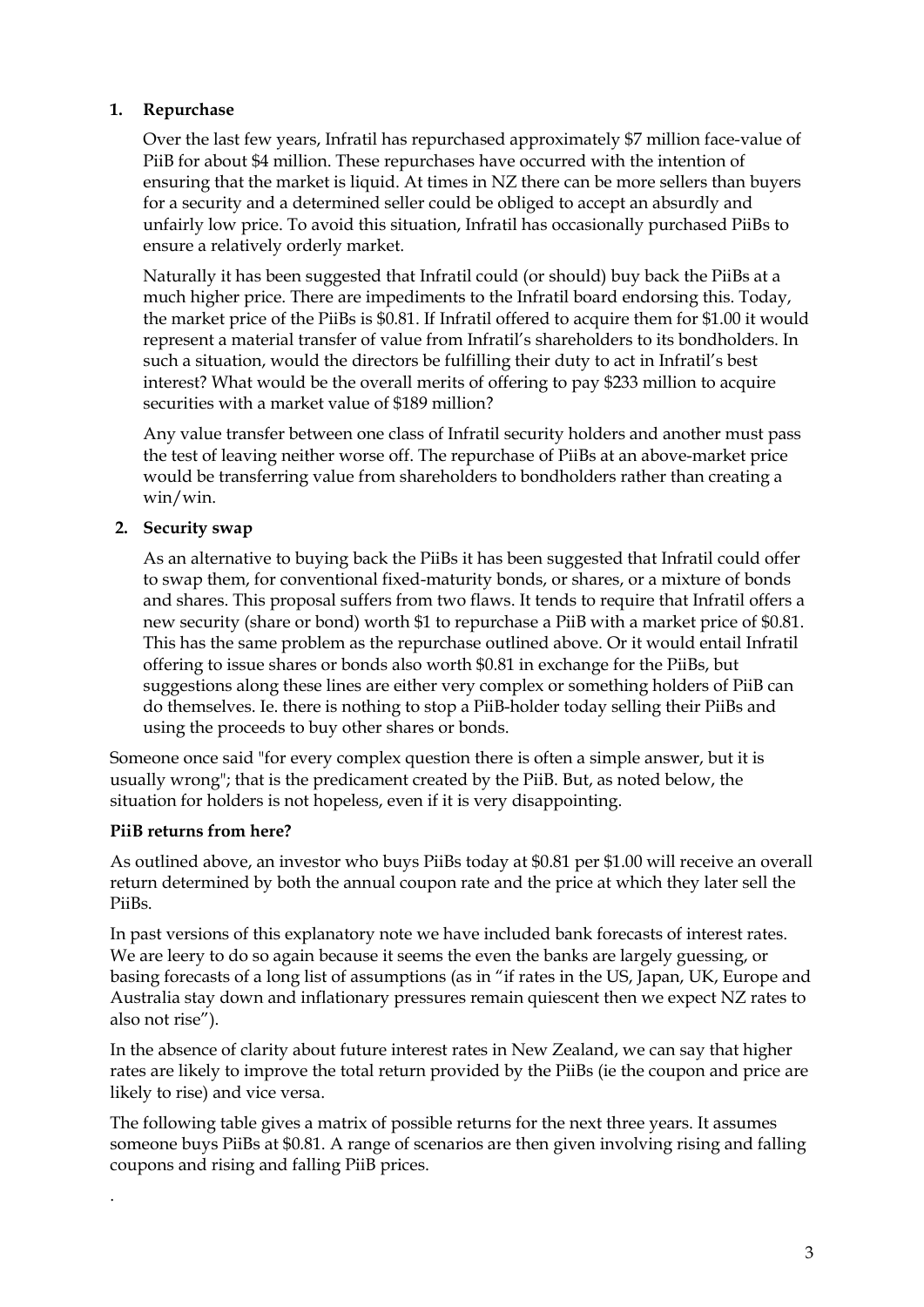**1. Repurchase**

Over the last few years, Infratil has repurchased approximately $7 million face-value of PiiB for about $4 million. These repurchases have occurred with the intention of ensuring that the market is liquid. At times in NZ there can be more sellers than buyers for a security and a determined seller could be obliged to accept an absurdly and unfairly low price. To avoid this situation, Infratil has occasionally purchased PiiBs to ensure a relatively orderly market.

Naturally it has been suggested that Infratil could (or should) buy back the PiiBs at a much higher price. There are impediments to the Infratil board endorsing this. Today, the market price of the PiiBs is $0.81. If Infratil offered to acquire them for $1.00 it would represent a material transfer of value from Infratil's shareholders to its bondholders. In such a situation, would the directors be fulfilling their duty to act in Infratil's best interest? What would be the overall merits of offering to pay $233 million to acquire securities with a market value of $189 million?

Any value transfer between one class of Infratil security holders and another must pass the test of leaving neither worse off. The repurchase of PiiBs at an above-market price would be transferring value from shareholders to bondholders rather than creating a win/win.

**2. Security swap**

As an alternative to buying back the PiiBs it has been suggested that Infratil could offer to swap them, for conventional fixed-maturity bonds, or shares, or a mixture of bonds and shares. This proposal suffers from two flaws. It tends to require that Infratil offers a new security (share or bond) worth $1 to repurchase a PiiB with a market price of $0.81. This has the same problem as the repurchase outlined above. Or it would entail Infratil offering to issue shares or bonds also worth $0.81 in exchange for the PiiBs, but suggestions along these lines are either very complex or something holders of PiiB can do themselves. Ie. there is nothing to stop a PiiB-holder today selling their PiiBs and using the proceeds to buy other shares or bonds.

Someone once said "for every complex question there is often a simple answer, but it is usually wrong"; that is the predicament created by the PiiB. But, as noted below, the situation for holders is not hopeless, even if it is very disappointing.

**PiiB returns from here?**

As outlined above, an investor who buys PiiBs today at $0.81 per $1.00 will receive an overall return determined by both the annual coupon rate and the price at which they later sell the PiiBs.

In past versions of this explanatory note we have included bank forecasts of interest rates. We are leery to do so again because it seems the even the banks are largely guessing, or basing forecasts of a long list of assumptions (as in "if rates in the US, Japan, UK, Europe and Australia stay down and inflationary pressures remain quiescent then we expect NZ rates to also not rise").

In the absence of clarity about future interest rates in New Zealand, we can say that higher rates are likely to improve the total return provided by the PiiBs (ie the coupon and price are likely to rise) and vice versa.

The following table gives a matrix of possible returns for the next three years. It assumes someone buys PiiBs at $0.81. A range of scenarios are then given involving rising and falling coupons and rising and falling PiiB prices.

.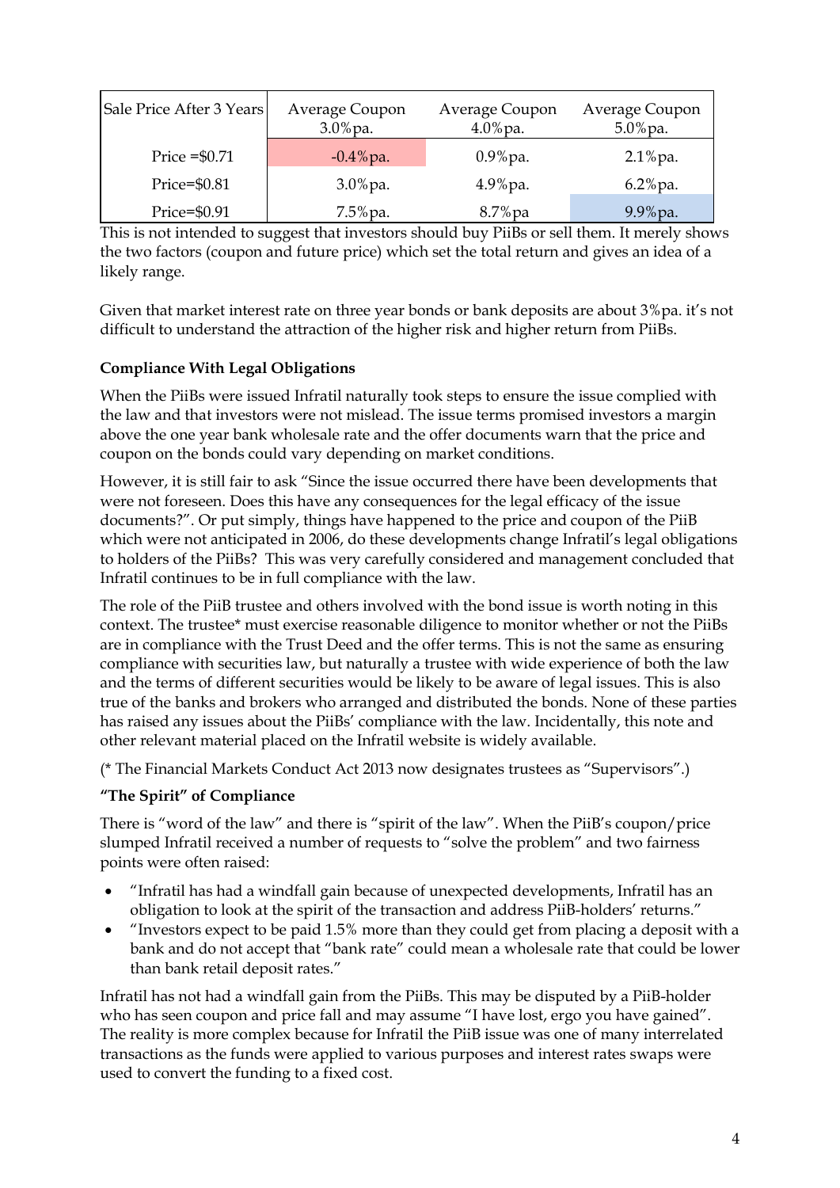| Sale Price After 3 Years | Average Coupon 3.0%pa. | Average Coupon 4.0%pa. | Average Coupon 5.0%pa. |
|---|---|---|---|
| Price =$0.71 | -0.4%pa. | 0.9%pa. | 2.1%pa. |
| Price=$0.81 | 3.0%pa. | 4.9%pa. | 6.2%pa. |
| Price=$0.91 | 7.5%pa. | 8.7%pa | 9.9%pa. |

This is not intended to suggest that investors should buy PiiBs or sell them. It merely shows the two factors (coupon and future price) which set the total return and gives an idea of a likely range.

Given that market interest rate on three year bonds or bank deposits are about 3%pa. it's not difficult to understand the attraction of the higher risk and higher return from PiiBs.

**Compliance With Legal Obligations**

When the PiiBs were issued Infratil naturally took steps to ensure the issue complied with the law and that investors were not mislead. The issue terms promised investors a margin above the one year bank wholesale rate and the offer documents warn that the price and coupon on the bonds could vary depending on market conditions.

However, it is still fair to ask "Since the issue occurred there have been developments that were not foreseen. Does this have any consequences for the legal efficacy of the issue documents?". Or put simply, things have happened to the price and coupon of the PiiB which were not anticipated in 2006, do these developments change Infratil's legal obligations to holders of the PiiBs? This was very carefully considered and management concluded that Infratil continues to be in full compliance with the law.

The role of the PiiB trustee and others involved with the bond issue is worth noting in this context. The trustee* must exercise reasonable diligence to monitor whether or not the PiiBs are in compliance with the Trust Deed and the offer terms. This is not the same as ensuring compliance with securities law, but naturally a trustee with wide experience of both the law and the terms of different securities would be likely to be aware of legal issues. This is also true of the banks and brokers who arranged and distributed the bonds. None of these parties has raised any issues about the PiiBs' compliance with the law. Incidentally, this note and other relevant material placed on the Infratil website is widely available.

(* The Financial Markets Conduct Act 2013 now designates trustees as "Supervisors".)

**"The Spirit" of Compliance**

There is "word of the law" and there is "spirit of the law". When the PiiB's coupon/price slumped Infratil received a number of requests to "solve the problem" and two fairness points were often raised:

- "Infratil has had a windfall gain because of unexpected developments, Infratil has an obligation to look at the spirit of the transaction and address PiiB-holders' returns."
- "Investors expect to be paid 1.5% more than they could get from placing a deposit with a bank and do not accept that "bank rate" could mean a wholesale rate that could be lower than bank retail deposit rates."

Infratil has not had a windfall gain from the PiiBs. This may be disputed by a PiiB-holder who has seen coupon and price fall and may assume "I have lost, ergo you have gained". The reality is more complex because for Infratil the PiiB issue was one of many interrelated transactions as the funds were applied to various purposes and interest rates swaps were used to convert the funding to a fixed cost.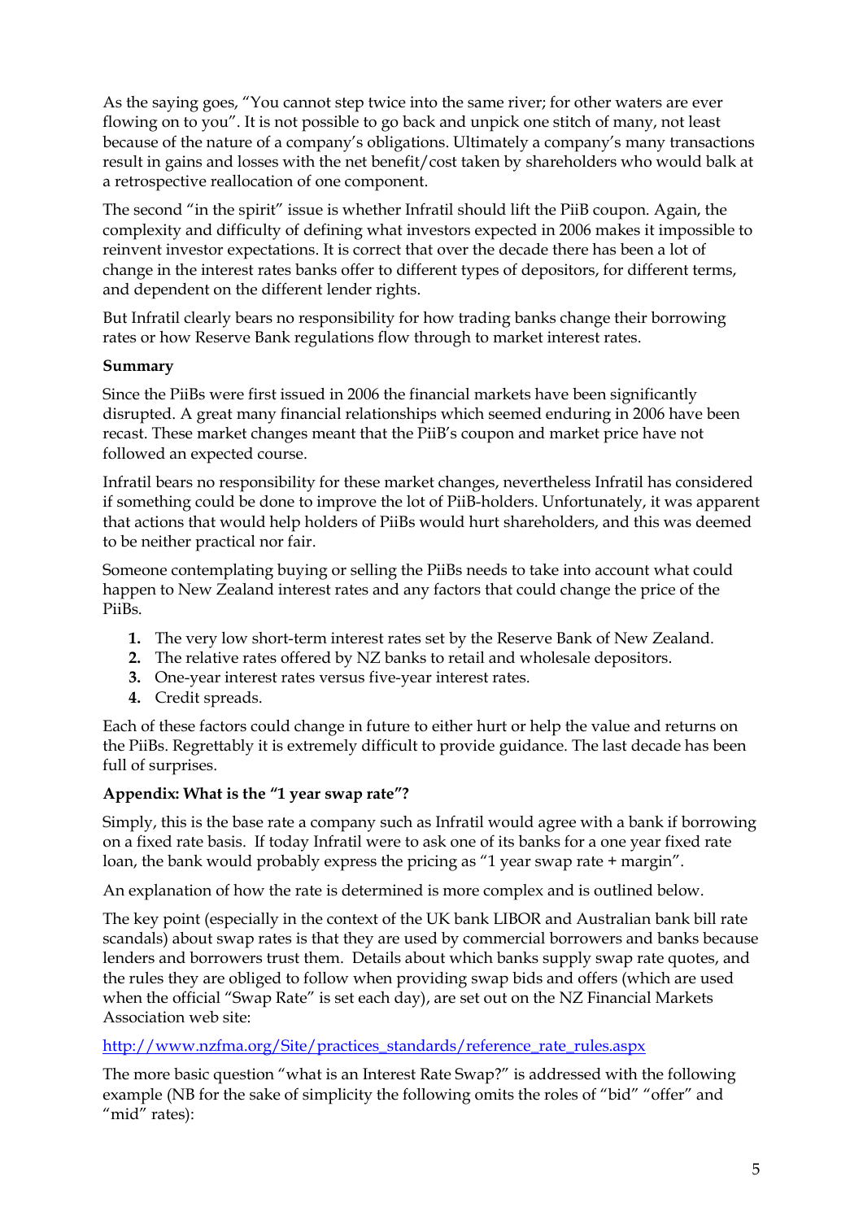As the saying goes, "You cannot step twice into the same river; for other waters are ever flowing on to you". It is not possible to go back and unpick one stitch of many, not least because of the nature of a company's obligations. Ultimately a company's many transactions result in gains and losses with the net benefit/cost taken by shareholders who would balk at a retrospective reallocation of one component.

The second "in the spirit" issue is whether Infratil should lift the PiiB coupon. Again, the complexity and difficulty of defining what investors expected in 2006 makes it impossible to reinvent investor expectations. It is correct that over the decade there has been a lot of change in the interest rates banks offer to different types of depositors, for different terms, and dependent on the different lender rights.

But Infratil clearly bears no responsibility for how trading banks change their borrowing rates or how Reserve Bank regulations flow through to market interest rates.

**Summary**

Since the PiiBs were first issued in 2006 the financial markets have been significantly disrupted. A great many financial relationships which seemed enduring in 2006 have been recast. These market changes meant that the PiiB's coupon and market price have not followed an expected course.

Infratil bears no responsibility for these market changes, nevertheless Infratil has considered if something could be done to improve the lot of PiiB-holders. Unfortunately, it was apparent that actions that would help holders of PiiBs would hurt shareholders, and this was deemed to be neither practical nor fair.

Someone contemplating buying or selling the PiiBs needs to take into account what could happen to New Zealand interest rates and any factors that could change the price of the PiiBs.

1. The very low short-term interest rates set by the Reserve Bank of New Zealand.
2. The relative rates offered by NZ banks to retail and wholesale depositors.
3. One-year interest rates versus five-year interest rates.
4. Credit spreads.

Each of these factors could change in future to either hurt or help the value and returns on the PiiBs. Regrettably it is extremely difficult to provide guidance. The last decade has been full of surprises.

**Appendix: What is the "1 year swap rate"?**

Simply, this is the base rate a company such as Infratil would agree with a bank if borrowing on a fixed rate basis. If today Infratil were to ask one of its banks for a one year fixed rate loan, the bank would probably express the pricing as "1 year swap rate + margin".

An explanation of how the rate is determined is more complex and is outlined below.

The key point (especially in the context of the UK bank LIBOR and Australian bank bill rate scandals) about swap rates is that they are used by commercial borrowers and banks because lenders and borrowers trust them. Details about which banks supply swap rate quotes, and the rules they are obliged to follow when providing swap bids and offers (which are used when the official "Swap Rate" is set each day), are set out on the NZ Financial Markets Association web site:

http://www.nzfma.org/Site/practices_standards/reference_rate_rules.aspx

The more basic question "what is an Interest Rate Swap?" is addressed with the following example (NB for the sake of simplicity the following omits the roles of "bid" "offer" and "mid" rates):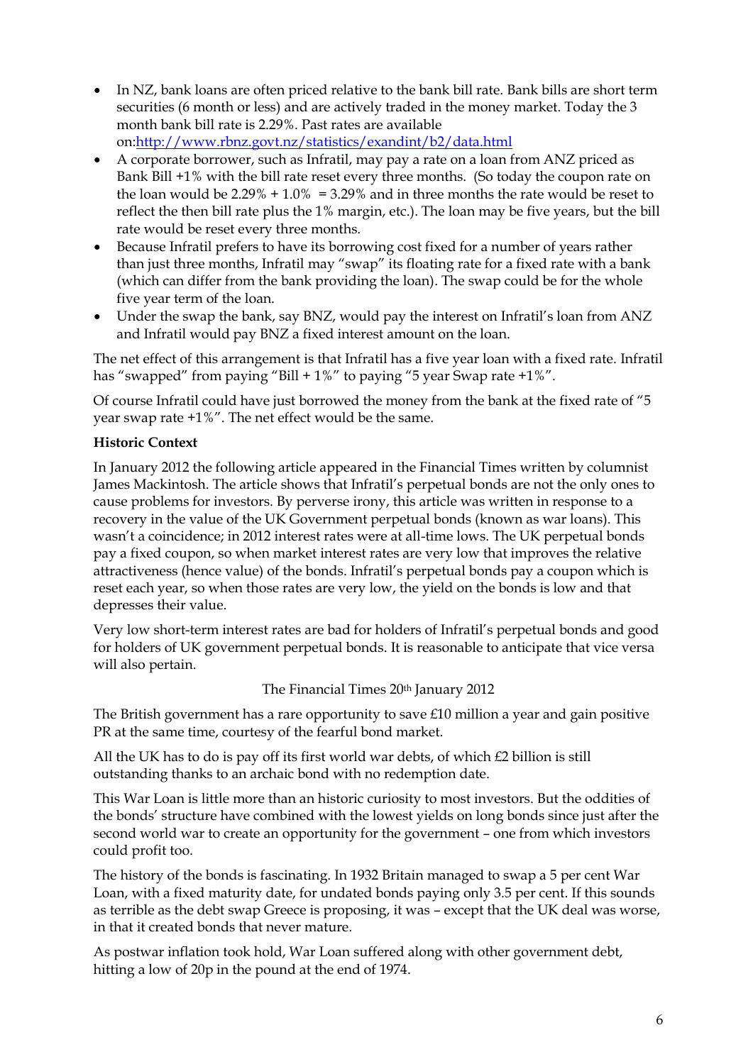- In NZ, bank loans are often priced relative to the bank bill rate. Bank bills are short term securities (6 month or less) and are actively traded in the money market. Today the 3 month bank bill rate is 2.29%. Past rates are available on:[http://www.rbnz.govt.nz/statistics/exandint/b2/data.html](http://www.rbnz.govt.nz/statistics/exandint/b2/data.html)
- A corporate borrower, such as Infratil, may pay a rate on a loan from ANZ priced as Bank Bill +1% with the bill rate reset every three months. (So today the coupon rate on the loan would be 2.29% + 1.0% = 3.29% and in three months the rate would be reset to reflect the then bill rate plus the 1% margin, etc.). The loan may be five years, but the bill rate would be reset every three months.
- Because Infratil prefers to have its borrowing cost fixed for a number of years rather than just three months, Infratil may "swap" its floating rate for a fixed rate with a bank (which can differ from the bank providing the loan). The swap could be for the whole five year term of the loan.
- Under the swap the bank, say BNZ, would pay the interest on Infratil's loan from ANZ and Infratil would pay BNZ a fixed interest amount on the loan.

The net effect of this arrangement is that Infratil has a five year loan with a fixed rate. Infratil has "swapped" from paying "Bill + 1%" to paying "5 year Swap rate +1%".

Of course Infratil could have just borrowed the money from the bank at the fixed rate of "5 year swap rate +1%". The net effect would be the same.

**Historic Context**

In January 2012 the following article appeared in the Financial Times written by columnist James Mackintosh. The article shows that Infratil's perpetual bonds are not the only ones to cause problems for investors. By perverse irony, this article was written in response to a recovery in the value of the UK Government perpetual bonds (known as war loans). This wasn't a coincidence; in 2012 interest rates were at all-time lows. The UK perpetual bonds pay a fixed coupon, so when market interest rates are very low that improves the relative attractiveness (hence value) of the bonds. Infratil's perpetual bonds pay a coupon which is reset each year, so when those rates are very low, the yield on the bonds is low and that depresses their value.

Very low short-term interest rates are bad for holders of Infratil's perpetual bonds and good for holders of UK government perpetual bonds. It is reasonable to anticipate that vice versa will also pertain.

The Financial Times 20th January 2012

The British government has a rare opportunity to save £10 million a year and gain positive PR at the same time, courtesy of the fearful bond market.

All the UK has to do is pay off its first world war debts, of which £2 billion is still outstanding thanks to an archaic bond with no redemption date.

This War Loan is little more than an historic curiosity to most investors. But the oddities of the bonds' structure have combined with the lowest yields on long bonds since just after the second world war to create an opportunity for the government – one from which investors could profit too.

The history of the bonds is fascinating. In 1932 Britain managed to swap a 5 per cent War Loan, with a fixed maturity date, for undated bonds paying only 3.5 per cent. If this sounds as terrible as the debt swap Greece is proposing, it was – except that the UK deal was worse, in that it created bonds that never mature.

As postwar inflation took hold, War Loan suffered along with other government debt, hitting a low of 20p in the pound at the end of 1974.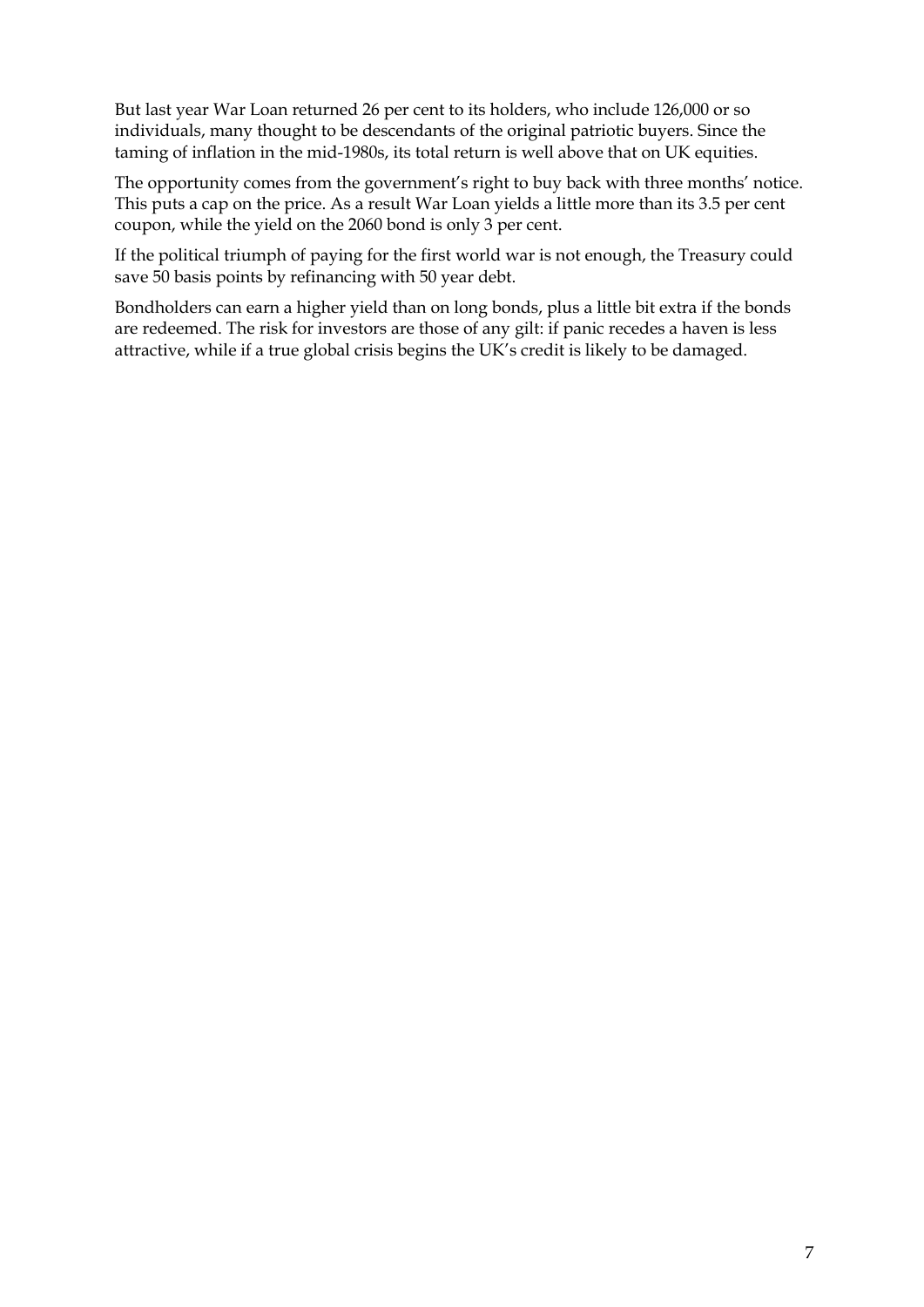But last year War Loan returned 26 per cent to its holders, who include 126,000 or so individuals, many thought to be descendants of the original patriotic buyers. Since the taming of inflation in the mid-1980s, its total return is well above that on UK equities.

The opportunity comes from the government's right to buy back with three months' notice. This puts a cap on the price. As a result War Loan yields a little more than its 3.5 per cent coupon, while the yield on the 2060 bond is only 3 per cent.

If the political triumph of paying for the first world war is not enough, the Treasury could save 50 basis points by refinancing with 50 year debt.

Bondholders can earn a higher yield than on long bonds, plus a little bit extra if the bonds are redeemed. The risk for investors are those of any gilt: if panic recedes a haven is less attractive, while if a true global crisis begins the UK's credit is likely to be damaged.